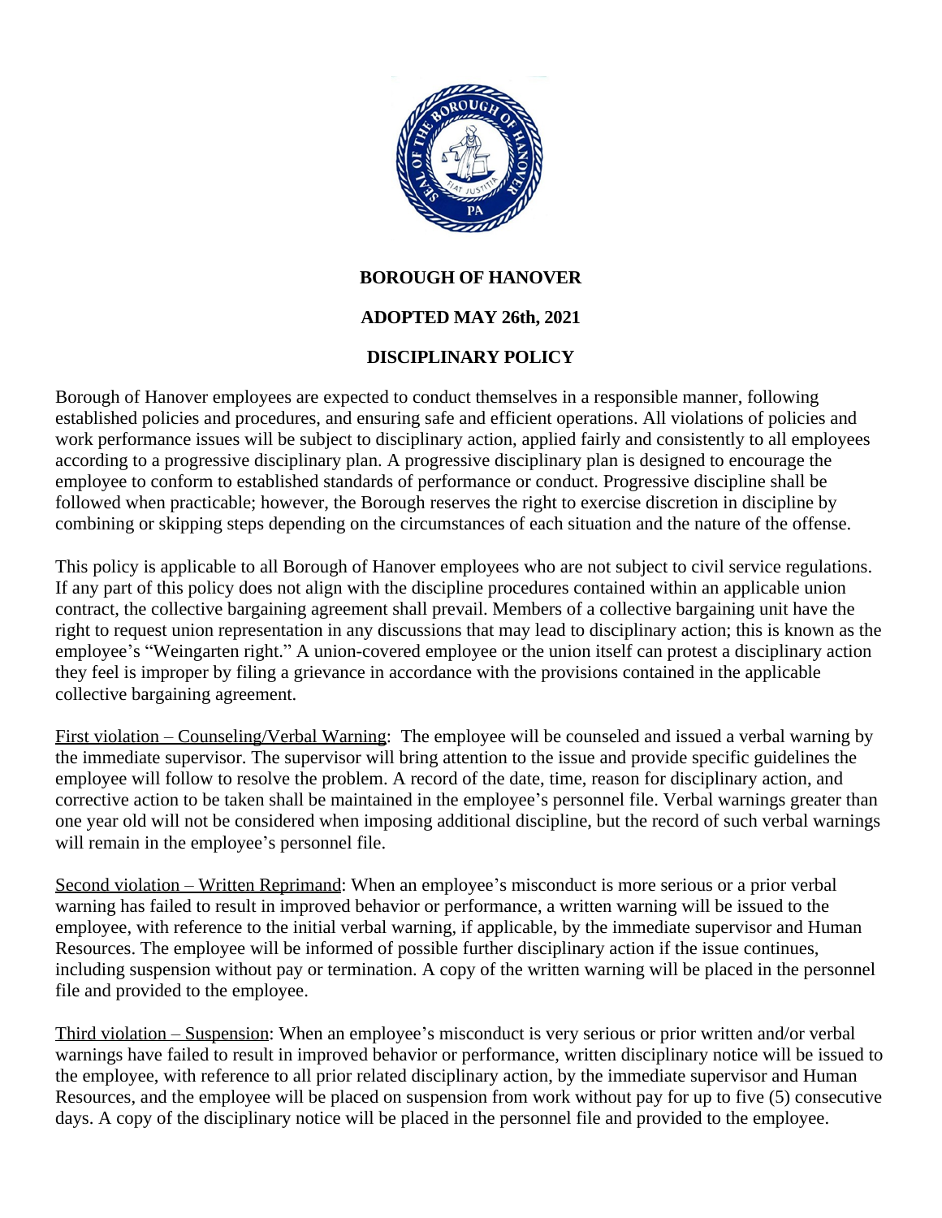**BOROUGH OF HANOVER**

**ADOPTED MAY 26th, 2021**

**DISCIPLINARY POLICY**

Borough of Hanover employees are expected to conduct themselves in a responsible manner, following established policies and procedures, and ensuring safe and efficient operations. All violations of policies and work performance issues will be subject to disciplinary action, applied fairly and consistently to all employees according to a progressive disciplinary plan. A progressive disciplinary plan is designed to encourage the employee to conform to established standards of performance or conduct. Progressive discipline shall be followed when practicable; however, the Borough reserves the right to exercise discretion in discipline by combining or skipping steps depending on the circumstances of each situation and the nature of the offense.

This policy is applicable to all Borough of Hanover employees who are not subject to civil service regulations. If any part of this policy does not align with the discipline procedures contained within an applicable union contract, the collective bargaining agreement shall prevail. Members of a collective bargaining unit have the right to request union representation in any discussions that may lead to disciplinary action; this is known as the employee's "Weingarten right." A union-covered employee or the union itself can protest a disciplinary action they feel is improper by filing a grievance in accordance with the provisions contained in the applicable collective bargaining agreement.

<u>First violation – Counseling/Verbal Warning</u>: The employee will be counseled and issued a verbal warning by the immediate supervisor. The supervisor will bring attention to the issue and provide specific guidelines the employee will follow to resolve the problem. A record of the date, time, reason for disciplinary action, and corrective action to be taken shall be maintained in the employee's personnel file. Verbal warnings greater than one year old will not be considered when imposing additional discipline, but the record of such verbal warnings will remain in the employee's personnel file.

<u>Second violation – Written Reprimand</u>: When an employee's misconduct is more serious or a prior verbal warning has failed to result in improved behavior or performance, a written warning will be issued to the employee, with reference to the initial verbal warning, if applicable, by the immediate supervisor and Human Resources. The employee will be informed of possible further disciplinary action if the issue continues, including suspension without pay or termination. A copy of the written warning will be placed in the personnel file and provided to the employee.

<u>Third violation – Suspension</u>: When an employee's misconduct is very serious or prior written and/or verbal warnings have failed to result in improved behavior or performance, written disciplinary notice will be issued to the employee, with reference to all prior related disciplinary action, by the immediate supervisor and Human Resources, and the employee will be placed on suspension from work without pay for up to five (5) consecutive days. A copy of the disciplinary notice will be placed in the personnel file and provided to the employee.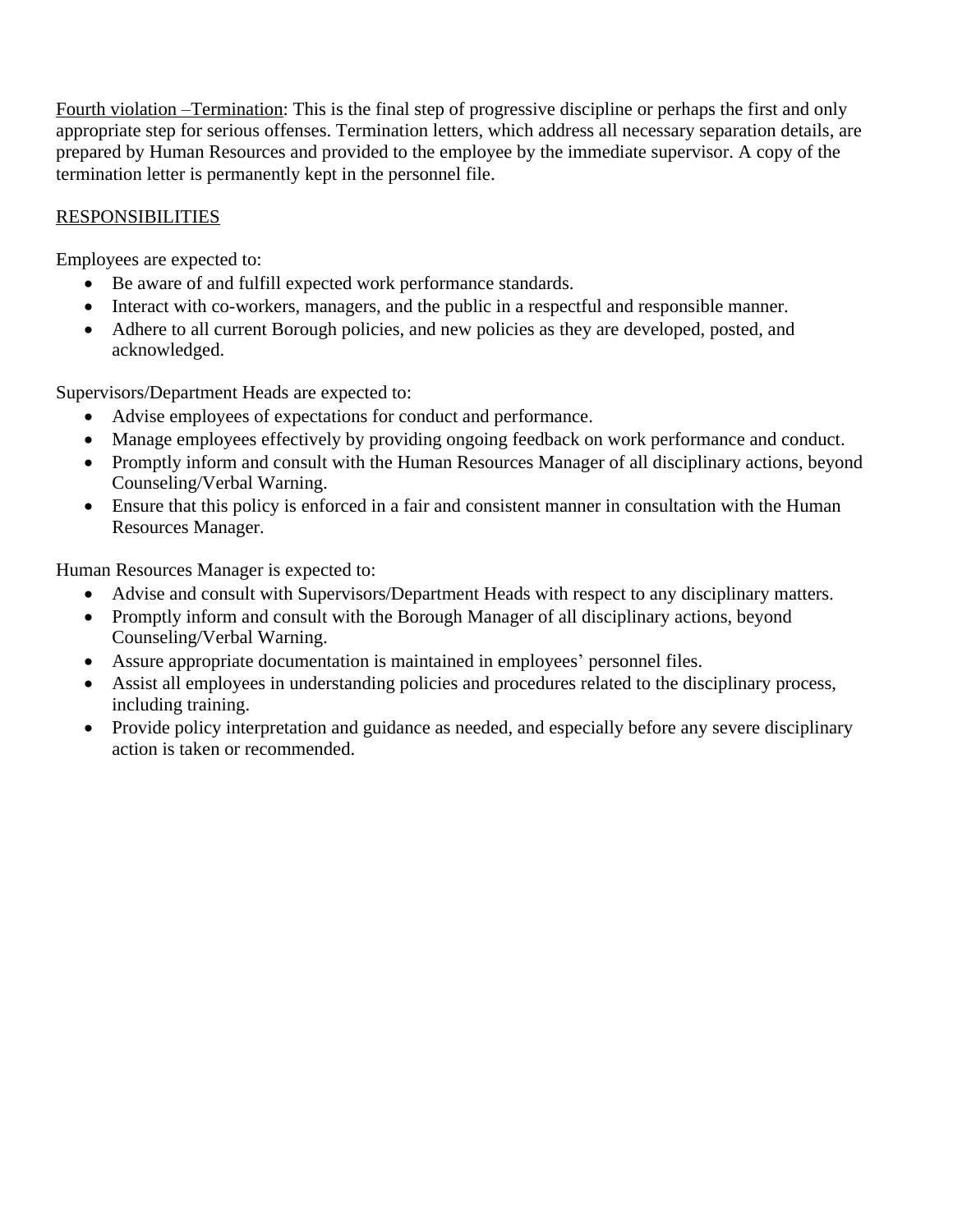Fourth violation –Termination: This is the final step of progressive discipline or perhaps the first and only appropriate step for serious offenses. Termination letters, which address all necessary separation details, are prepared by Human Resources and provided to the employee by the immediate supervisor. A copy of the termination letter is permanently kept in the personnel file.

RESPONSIBILITIES

Employees are expected to:

- Be aware of and fulfill expected work performance standards.
- Interact with co-workers, managers, and the public in a respectful and responsible manner.
- Adhere to all current Borough policies, and new policies as they are developed, posted, and acknowledged.

Supervisors/Department Heads are expected to:

- Advise employees of expectations for conduct and performance.
- Manage employees effectively by providing ongoing feedback on work performance and conduct.
- Promptly inform and consult with the Human Resources Manager of all disciplinary actions, beyond Counseling/Verbal Warning.
- Ensure that this policy is enforced in a fair and consistent manner in consultation with the Human Resources Manager.

Human Resources Manager is expected to:

- Advise and consult with Supervisors/Department Heads with respect to any disciplinary matters.
- Promptly inform and consult with the Borough Manager of all disciplinary actions, beyond Counseling/Verbal Warning.
- Assure appropriate documentation is maintained in employees' personnel files.
- Assist all employees in understanding policies and procedures related to the disciplinary process, including training.
- Provide policy interpretation and guidance as needed, and especially before any severe disciplinary action is taken or recommended.